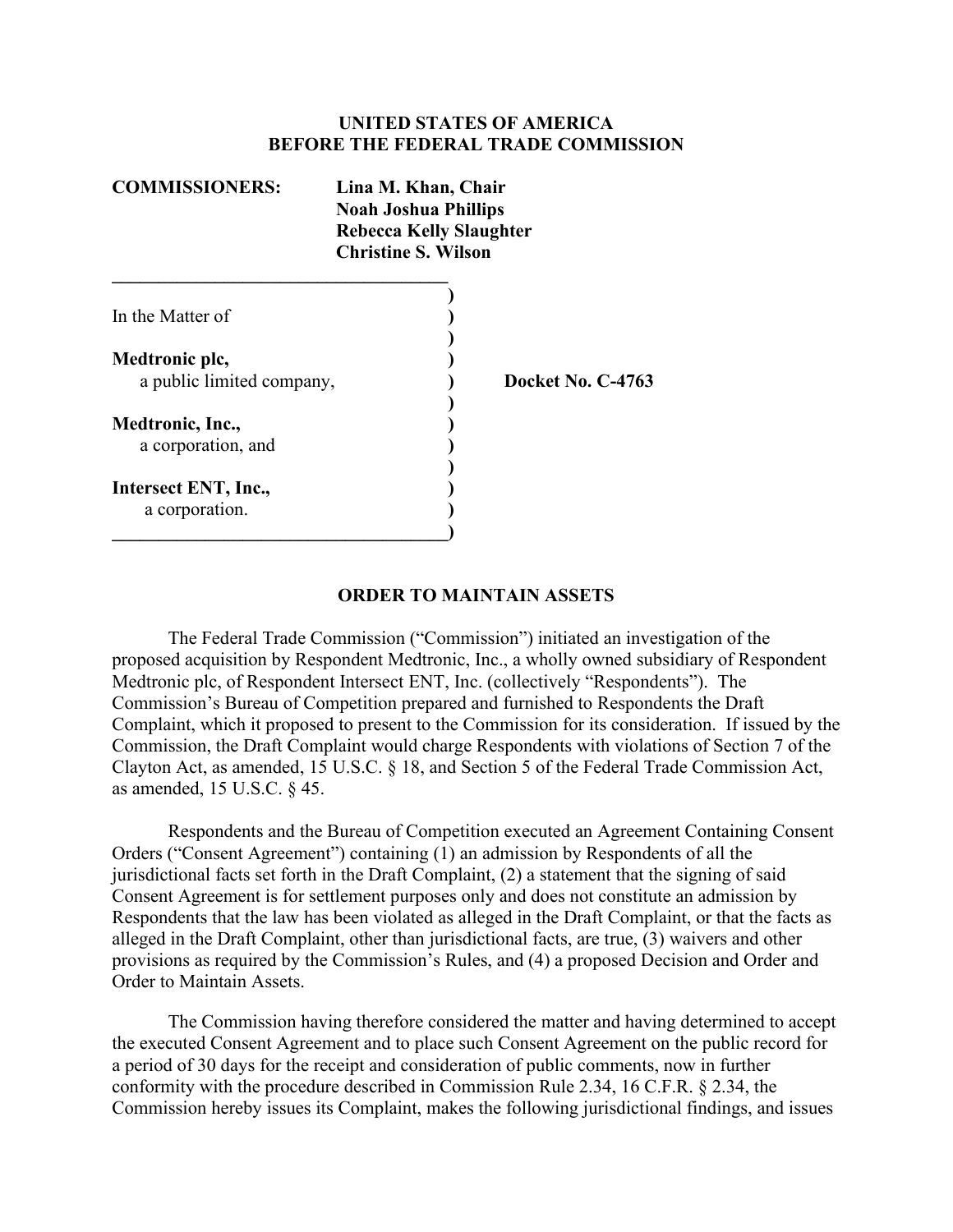**UNITED STATES OF AMERICA**
**BEFORE THE FEDERAL TRADE COMMISSION**

**COMMISSIONERS:** **Lina M. Khan, Chair**
**Noah Joshua Phillips**
**Rebecca Kelly Slaughter**
**Christine S. Wilson**

In the Matter of

**Medtronic plc,**
a public limited company,

**Medtronic, Inc.,**
a corporation, and

**Intersect ENT, Inc.,**
a corporation.

**Docket No. C-4763**

**ORDER TO MAINTAIN ASSETS**

The Federal Trade Commission ("Commission") initiated an investigation of the proposed acquisition by Respondent Medtronic, Inc., a wholly owned subsidiary of Respondent Medtronic plc, of Respondent Intersect ENT, Inc. (collectively "Respondents"). The Commission's Bureau of Competition prepared and furnished to Respondents the Draft Complaint, which it proposed to present to the Commission for its consideration. If issued by the Commission, the Draft Complaint would charge Respondents with violations of Section 7 of the Clayton Act, as amended, 15 U.S.C. § 18, and Section 5 of the Federal Trade Commission Act, as amended, 15 U.S.C. § 45.

Respondents and the Bureau of Competition executed an Agreement Containing Consent Orders ("Consent Agreement") containing (1) an admission by Respondents of all the jurisdictional facts set forth in the Draft Complaint, (2) a statement that the signing of said Consent Agreement is for settlement purposes only and does not constitute an admission by Respondents that the law has been violated as alleged in the Draft Complaint, or that the facts as alleged in the Draft Complaint, other than jurisdictional facts, are true, (3) waivers and other provisions as required by the Commission's Rules, and (4) a proposed Decision and Order and Order to Maintain Assets.

The Commission having therefore considered the matter and having determined to accept the executed Consent Agreement and to place such Consent Agreement on the public record for a period of 30 days for the receipt and consideration of public comments, now in further conformity with the procedure described in Commission Rule 2.34, 16 C.F.R. § 2.34, the Commission hereby issues its Complaint, makes the following jurisdictional findings, and issues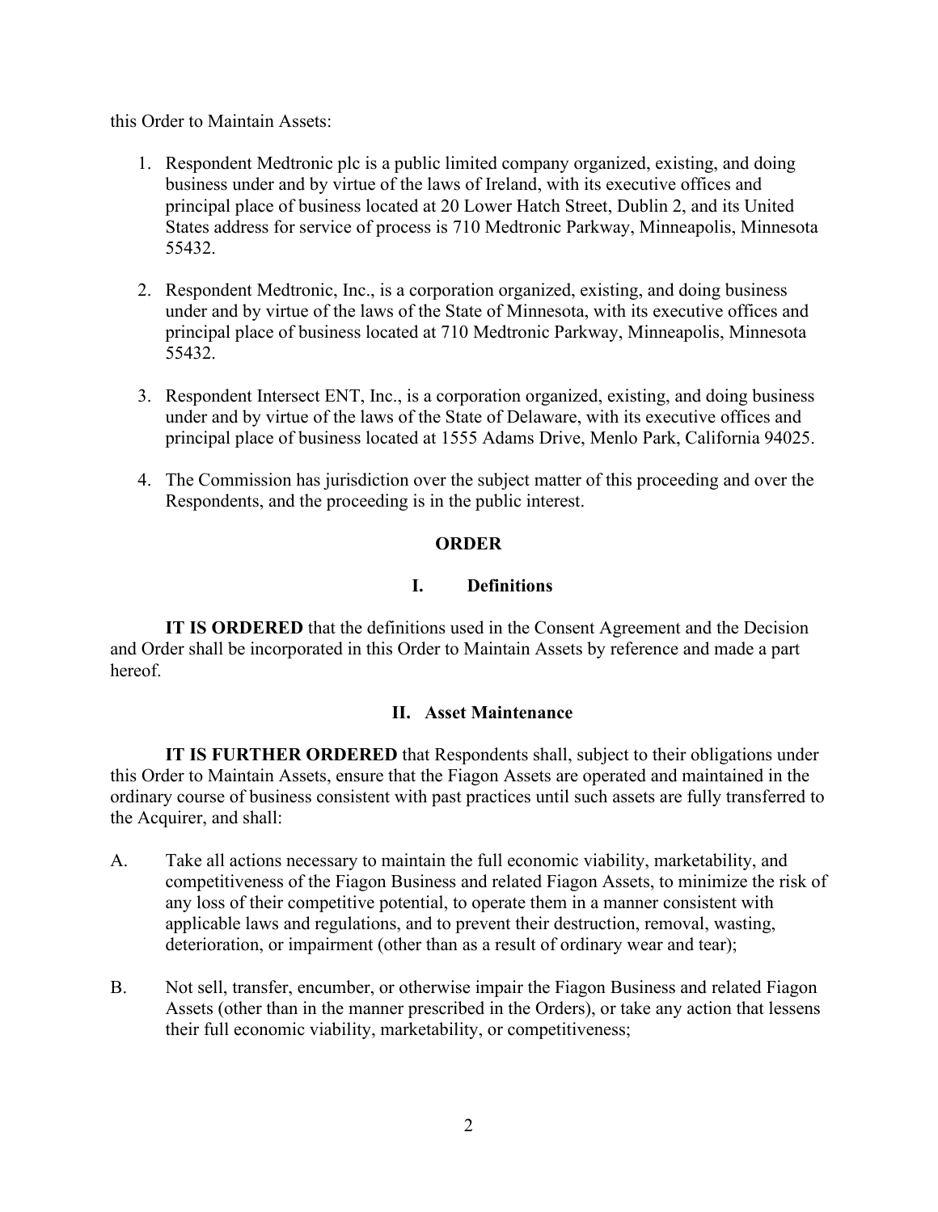this Order to Maintain Assets:

1. Respondent Medtronic plc is a public limited company organized, existing, and doing business under and by virtue of the laws of Ireland, with its executive offices and principal place of business located at 20 Lower Hatch Street, Dublin 2, and its United States address for service of process is 710 Medtronic Parkway, Minneapolis, Minnesota 55432.

2. Respondent Medtronic, Inc., is a corporation organized, existing, and doing business under and by virtue of the laws of the State of Minnesota, with its executive offices and principal place of business located at 710 Medtronic Parkway, Minneapolis, Minnesota 55432.

3. Respondent Intersect ENT, Inc., is a corporation organized, existing, and doing business under and by virtue of the laws of the State of Delaware, with its executive offices and principal place of business located at 1555 Adams Drive, Menlo Park, California 94025.

4. The Commission has jurisdiction over the subject matter of this proceeding and over the Respondents, and the proceeding is in the public interest.

## ORDER

### I. Definitions

**IT IS ORDERED** that the definitions used in the Consent Agreement and the Decision and Order shall be incorporated in this Order to Maintain Assets by reference and made a part hereof.

### II. Asset Maintenance

**IT IS FURTHER ORDERED** that Respondents shall, subject to their obligations under this Order to Maintain Assets, ensure that the Fiagon Assets are operated and maintained in the ordinary course of business consistent with past practices until such assets are fully transferred to the Acquirer, and shall:

A. Take all actions necessary to maintain the full economic viability, marketability, and competitiveness of the Fiagon Business and related Fiagon Assets, to minimize the risk of any loss of their competitive potential, to operate them in a manner consistent with applicable laws and regulations, and to prevent their destruction, removal, wasting, deterioration, or impairment (other than as a result of ordinary wear and tear);

B. Not sell, transfer, encumber, or otherwise impair the Fiagon Business and related Fiagon Assets (other than in the manner prescribed in the Orders), or take any action that lessens their full economic viability, marketability, or competitiveness;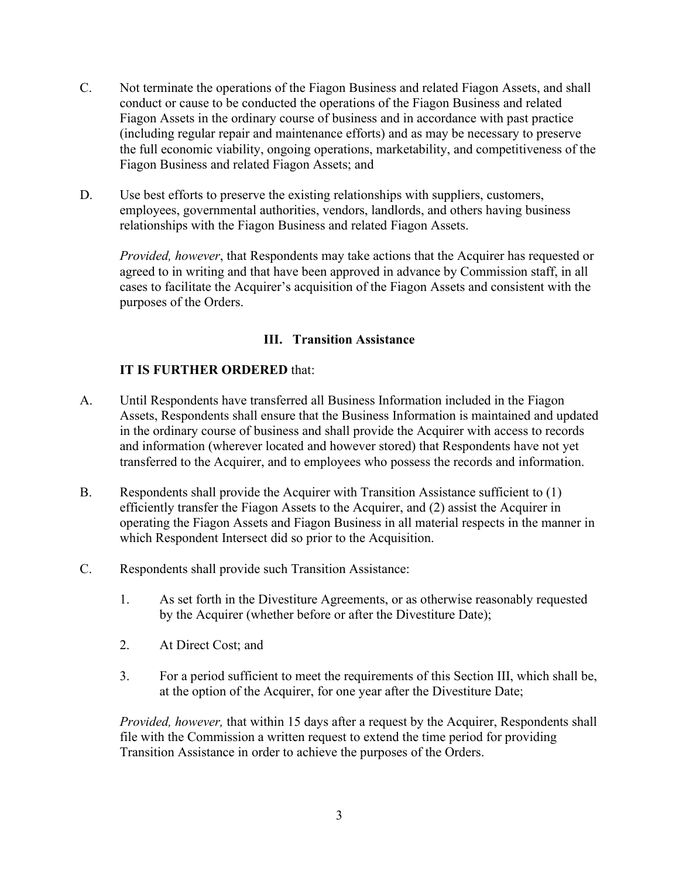C. Not terminate the operations of the Figaon Business and related Figaon Assets, and shall conduct or cause to be conducted the operations of the Figaon Business and related Figaon Assets in the ordinary course of business and in accordance with past practice (including regular repair and maintenance efforts) and as may be necessary to preserve the full economic viability, ongoing operations, marketability, and competitiveness of the Figaon Business and related Figaon Assets; and

D. Use best efforts to preserve the existing relationships with suppliers, customers, employees, governmental authorities, vendors, landlords, and others having business relationships with the Figaon Business and related Figaon Assets.

*Provided, however*, that Respondents may take actions that the Acquirer has requested or agreed to in writing and that have been approved in advance by Commission staff, in all cases to facilitate the Acquirer's acquisition of the Figaon Assets and consistent with the purposes of the Orders.

## III. Transition Assistance

**IT IS FURTHER ORDERED** that:

A. Until Respondents have transferred all Business Information included in the Figaon Assets, Respondents shall ensure that the Business Information is maintained and updated in the ordinary course of business and shall provide the Acquirer with access to records and information (wherever located and however stored) that Respondents have not yet transferred to the Acquirer, and to employees who possess the records and information.

B. Respondents shall provide the Acquirer with Transition Assistance sufficient to (1) efficiently transfer the Figaon Assets to the Acquirer, and (2) assist the Acquirer in operating the Figaon Assets and Figaon Business in all material respects in the manner in which Respondent Intersect did so prior to the Acquisition.

C. Respondents shall provide such Transition Assistance:

1. As set forth in the Divestiture Agreements, or as otherwise reasonably requested by the Acquirer (whether before or after the Divestiture Date);

2. At Direct Cost; and

3. For a period sufficient to meet the requirements of this Section III, which shall be, at the option of the Acquirer, for one year after the Divestiture Date;

*Provided, however,* that within 15 days after a request by the Acquirer, Respondents shall file with the Commission a written request to extend the time period for providing Transition Assistance in order to achieve the purposes of the Orders.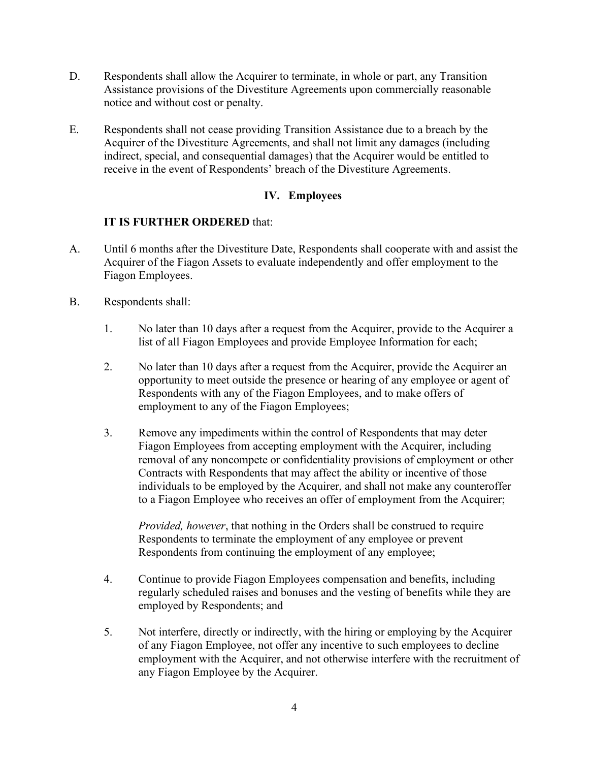D. Respondents shall allow the Acquirer to terminate, in whole or part, any Transition Assistance provisions of the Divestiture Agreements upon commercially reasonable notice and without cost or penalty.

E. Respondents shall not cease providing Transition Assistance due to a breach by the Acquirer of the Divestiture Agreements, and shall not limit any damages (including indirect, special, and consequential damages) that the Acquirer would be entitled to receive in the event of Respondents' breach of the Divestiture Agreements.

## IV. Employees

**IT IS FURTHER ORDERED** that:

A. Until 6 months after the Divestiture Date, Respondents shall cooperate with and assist the Acquirer of the Fiagon Assets to evaluate independently and offer employment to the Fiagon Employees.

B. Respondents shall:

1. No later than 10 days after a request from the Acquirer, provide to the Acquirer a list of all Fiagon Employees and provide Employee Information for each;

2. No later than 10 days after a request from the Acquirer, provide the Acquirer an opportunity to meet outside the presence or hearing of any employee or agent of Respondents with any of the Fiagon Employees, and to make offers of employment to any of the Fiagon Employees;

3. Remove any impediments within the control of Respondents that may deter Fiagon Employees from accepting employment with the Acquirer, including removal of any noncompete or confidentiality provisions of employment or other Contracts with Respondents that may affect the ability or incentive of those individuals to be employed by the Acquirer, and shall not make any counteroffer to a Fiagon Employee who receives an offer of employment from the Acquirer;

   *Provided, however*, that nothing in the Orders shall be construed to require Respondents to terminate the employment of any employee or prevent Respondents from continuing the employment of any employee;

4. Continue to provide Fiagon Employees compensation and benefits, including regularly scheduled raises and bonuses and the vesting of benefits while they are employed by Respondents; and

5. Not interfere, directly or indirectly, with the hiring or employing by the Acquirer of any Fiagon Employee, not offer any incentive to such employees to decline employment with the Acquirer, and not otherwise interfere with the recruitment of any Fiagon Employee by the Acquirer.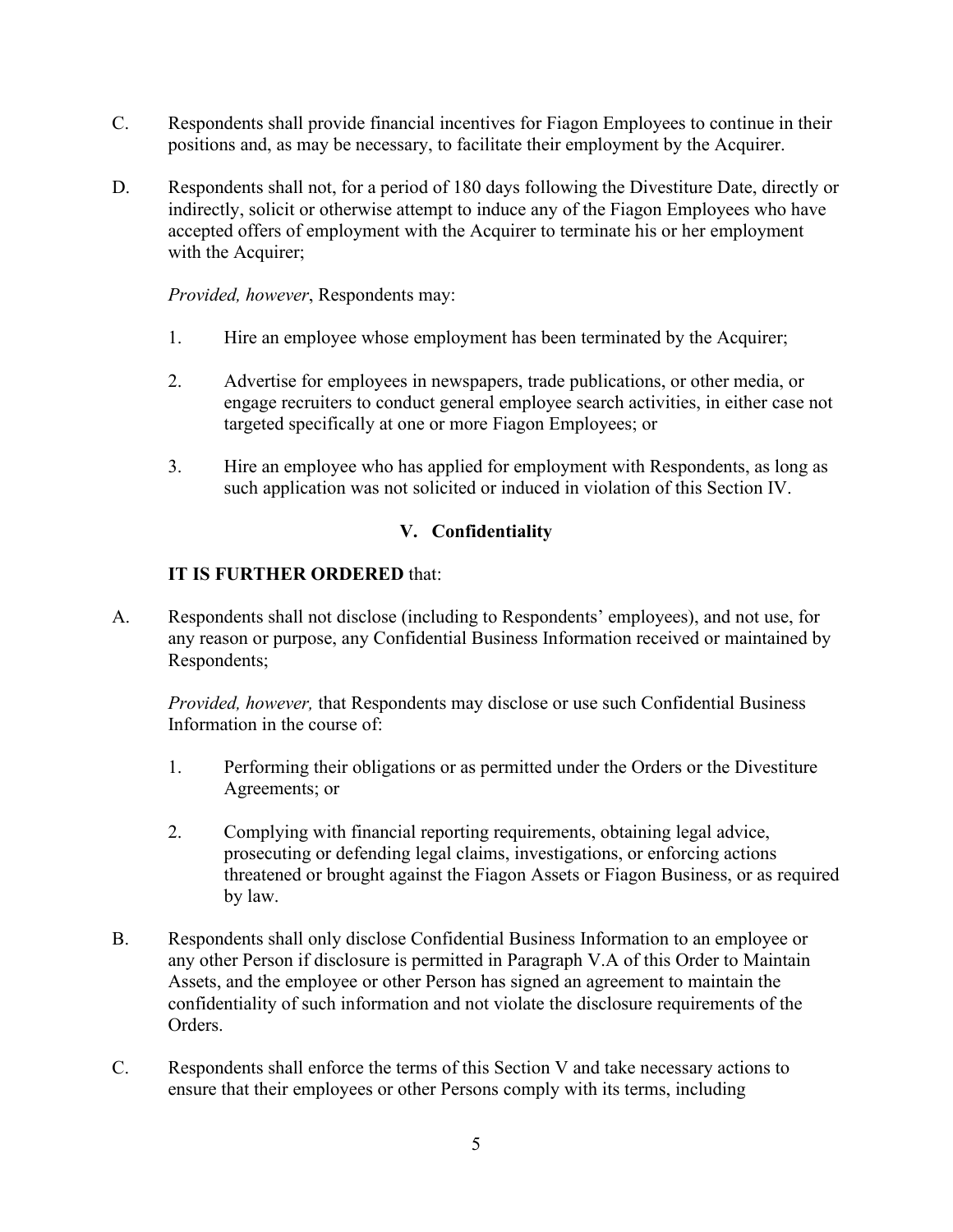C. Respondents shall provide financial incentives for Fiagon Employees to continue in their positions and, as may be necessary, to facilitate their employment by the Acquirer.

D. Respondents shall not, for a period of 180 days following the Divestiture Date, directly or indirectly, solicit or otherwise attempt to induce any of the Fiagon Employees who have accepted offers of employment with the Acquirer to terminate his or her employment with the Acquirer;

   *Provided, however*, Respondents may:

   1. Hire an employee whose employment has been terminated by the Acquirer;

   2. Advertise for employees in newspapers, trade publications, or other media, or engage recruiters to conduct general employee search activities, in either case not targeted specifically at one or more Fiagon Employees; or

   3. Hire an employee who has applied for employment with Respondents, as long as such application was not solicited or induced in violation of this Section IV.

## V. Confidentiality

**IT IS FURTHER ORDERED** that:

A. Respondents shall not disclose (including to Respondents' employees), and not use, for any reason or purpose, any Confidential Business Information received or maintained by Respondents;

   *Provided, however,* that Respondents may disclose or use such Confidential Business Information in the course of:

   1. Performing their obligations or as permitted under the Orders or the Divestiture Agreements; or

   2. Complying with financial reporting requirements, obtaining legal advice, prosecuting or defending legal claims, investigations, or enforcing actions threatened or brought against the Fiagon Assets or Fiagon Business, or as required by law.

B. Respondents shall only disclose Confidential Business Information to an employee or any other Person if disclosure is permitted in Paragraph V.A of this Order to Maintain Assets, and the employee or other Person has signed an agreement to maintain the confidentiality of such information and not violate the disclosure requirements of the Orders.

C. Respondents shall enforce the terms of this Section V and take necessary actions to ensure that their employees or other Persons comply with its terms, including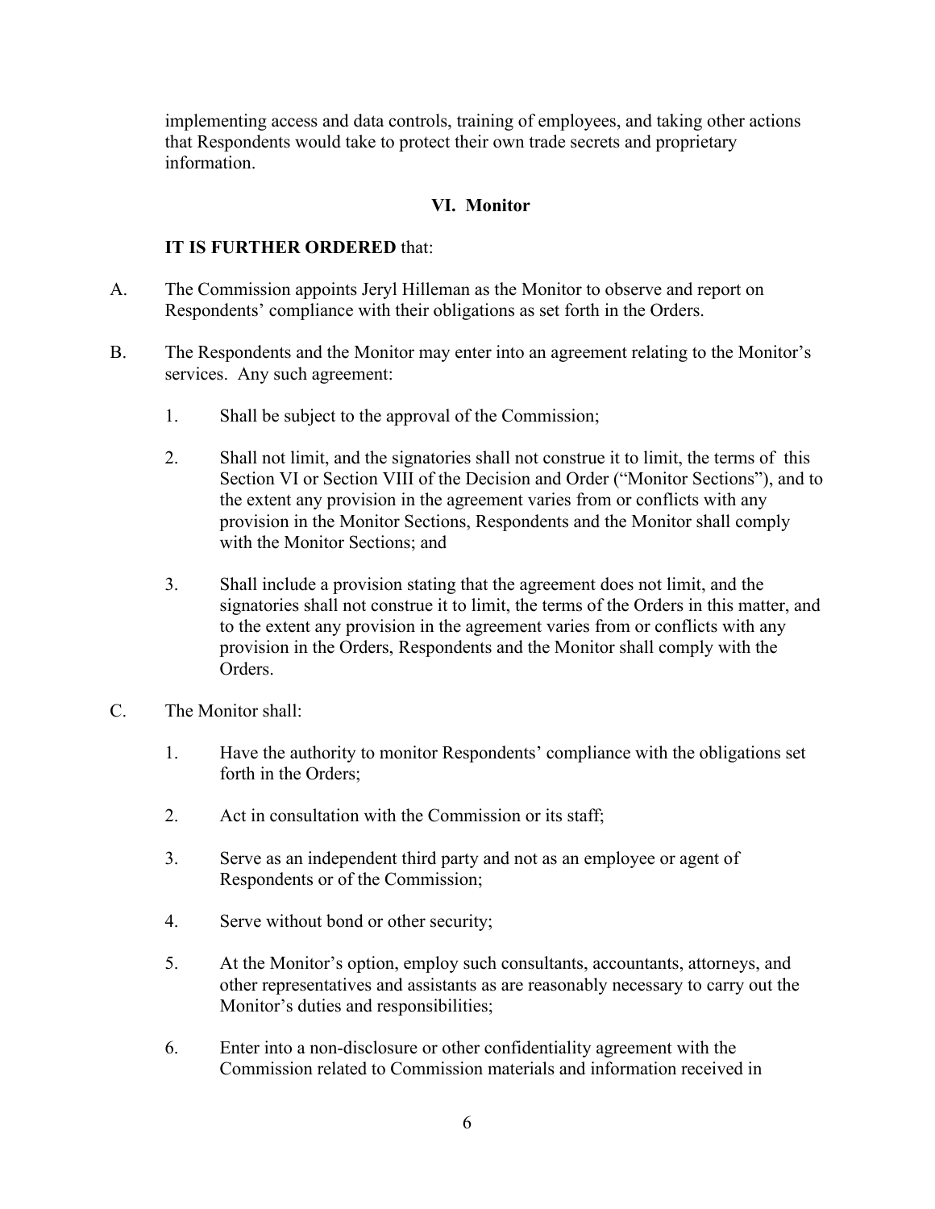implementing access and data controls, training of employees, and taking other actions that Respondents would take to protect their own trade secrets and proprietary information.

## VI. Monitor

**IT IS FURTHER ORDERED** that:

A. The Commission appoints Jeryl Hilleman as the Monitor to observe and report on Respondents' compliance with their obligations as set forth in the Orders.

B. The Respondents and the Monitor may enter into an agreement relating to the Monitor's services. Any such agreement:

   1. Shall be subject to the approval of the Commission;

   2. Shall not limit, and the signatories shall not construe it to limit, the terms of this Section VI or Section VIII of the Decision and Order ("Monitor Sections"), and to the extent any provision in the agreement varies from or conflicts with any provision in the Monitor Sections, Respondents and the Monitor shall comply with the Monitor Sections; and

   3. Shall include a provision stating that the agreement does not limit, and the signatories shall not construe it to limit, the terms of the Orders in this matter, and to the extent any provision in the agreement varies from or conflicts with any provision in the Orders, Respondents and the Monitor shall comply with the Orders.

C. The Monitor shall:

   1. Have the authority to monitor Respondents' compliance with the obligations set forth in the Orders;

   2. Act in consultation with the Commission or its staff;

   3. Serve as an independent third party and not as an employee or agent of Respondents or of the Commission;

   4. Serve without bond or other security;

   5. At the Monitor's option, employ such consultants, accountants, attorneys, and other representatives and assistants as are reasonably necessary to carry out the Monitor's duties and responsibilities;

   6. Enter into a non-disclosure or other confidentiality agreement with the Commission related to Commission materials and information received in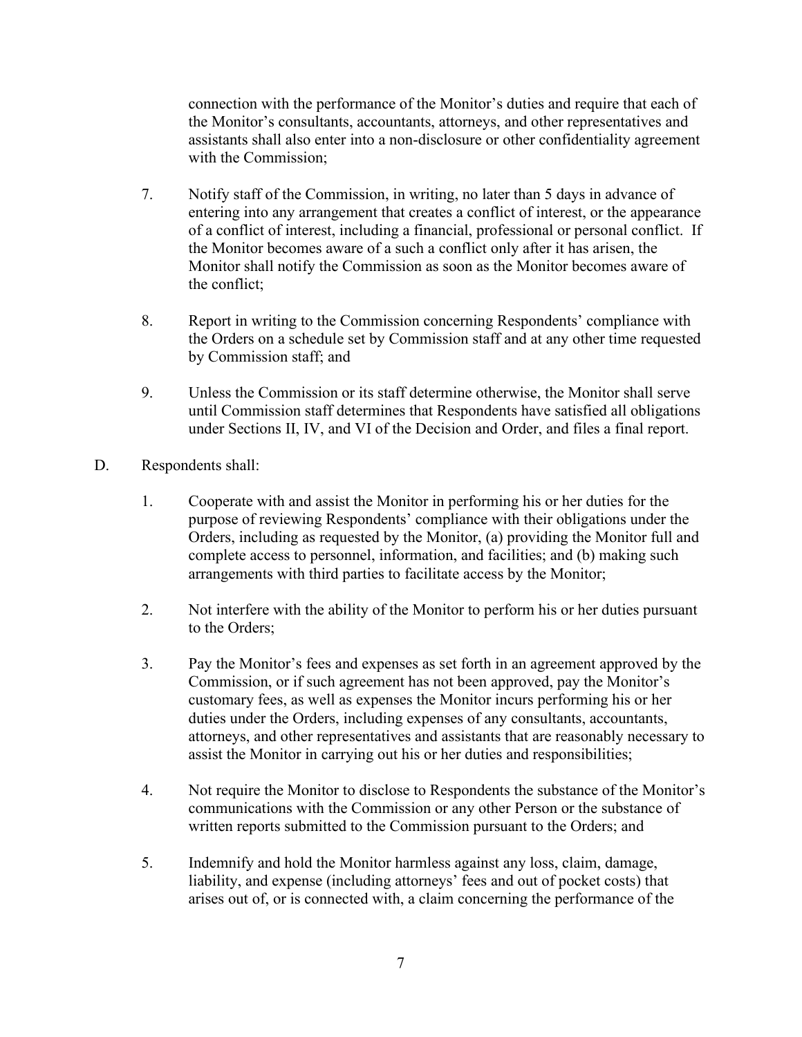connection with the performance of the Monitor's duties and require that each of the Monitor's consultants, accountants, attorneys, and other representatives and assistants shall also enter into a non-disclosure or other confidentiality agreement with the Commission;

7. Notify staff of the Commission, in writing, no later than 5 days in advance of entering into any arrangement that creates a conflict of interest, or the appearance of a conflict of interest, including a financial, professional or personal conflict. If the Monitor becomes aware of a such a conflict only after it has arisen, the Monitor shall notify the Commission as soon as the Monitor becomes aware of the conflict;

8. Report in writing to the Commission concerning Respondents' compliance with the Orders on a schedule set by Commission staff and at any other time requested by Commission staff; and

9. Unless the Commission or its staff determine otherwise, the Monitor shall serve until Commission staff determines that Respondents have satisfied all obligations under Sections II, IV, and VI of the Decision and Order, and files a final report.

D. Respondents shall:

1. Cooperate with and assist the Monitor in performing his or her duties for the purpose of reviewing Respondents' compliance with their obligations under the Orders, including as requested by the Monitor, (a) providing the Monitor full and complete access to personnel, information, and facilities; and (b) making such arrangements with third parties to facilitate access by the Monitor;

2. Not interfere with the ability of the Monitor to perform his or her duties pursuant to the Orders;

3. Pay the Monitor's fees and expenses as set forth in an agreement approved by the Commission, or if such agreement has not been approved, pay the Monitor's customary fees, as well as expenses the Monitor incurs performing his or her duties under the Orders, including expenses of any consultants, accountants, attorneys, and other representatives and assistants that are reasonably necessary to assist the Monitor in carrying out his or her duties and responsibilities;

4. Not require the Monitor to disclose to Respondents the substance of the Monitor's communications with the Commission or any other Person or the substance of written reports submitted to the Commission pursuant to the Orders; and

5. Indemnify and hold the Monitor harmless against any loss, claim, damage, liability, and expense (including attorneys' fees and out of pocket costs) that arises out of, or is connected with, a claim concerning the performance of the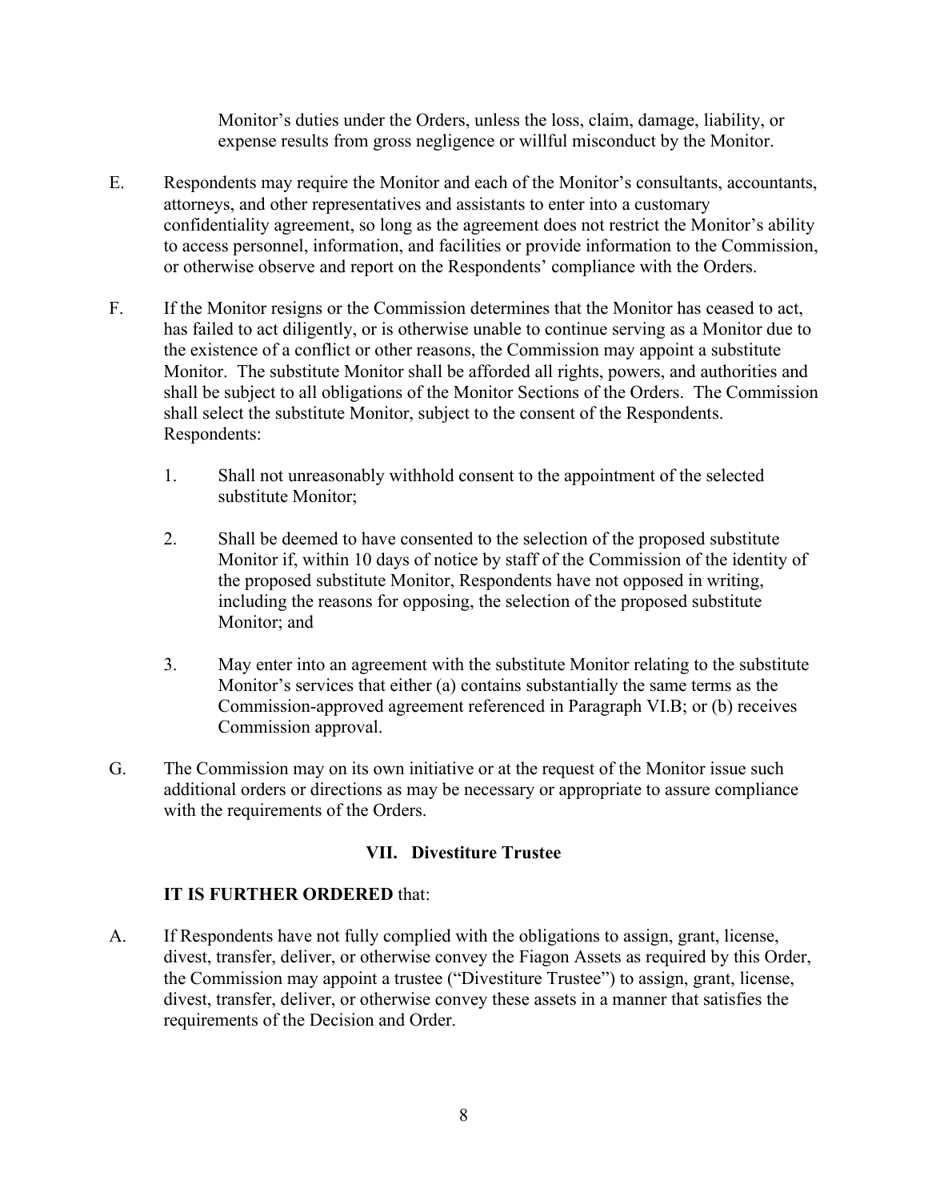Monitor's duties under the Orders, unless the loss, claim, damage, liability, or expense results from gross negligence or willful misconduct by the Monitor.

E. Respondents may require the Monitor and each of the Monitor's consultants, accountants, attorneys, and other representatives and assistants to enter into a customary confidentiality agreement, so long as the agreement does not restrict the Monitor's ability to access personnel, information, and facilities or provide information to the Commission, or otherwise observe and report on the Respondents' compliance with the Orders.

F. If the Monitor resigns or the Commission determines that the Monitor has ceased to act, has failed to act diligently, or is otherwise unable to continue serving as a Monitor due to the existence of a conflict or other reasons, the Commission may appoint a substitute Monitor. The substitute Monitor shall be afforded all rights, powers, and authorities and shall be subject to all obligations of the Monitor Sections of the Orders. The Commission shall select the substitute Monitor, subject to the consent of the Respondents. Respondents:

1. Shall not unreasonably withhold consent to the appointment of the selected substitute Monitor;

2. Shall be deemed to have consented to the selection of the proposed substitute Monitor if, within 10 days of notice by staff of the Commission of the identity of the proposed substitute Monitor, Respondents have not opposed in writing, including the reasons for opposing, the selection of the proposed substitute Monitor; and

3. May enter into an agreement with the substitute Monitor relating to the substitute Monitor's services that either (a) contains substantially the same terms as the Commission-approved agreement referenced in Paragraph VI.B; or (b) receives Commission approval.

G. The Commission may on its own initiative or at the request of the Monitor issue such additional orders or directions as may be necessary or appropriate to assure compliance with the requirements of the Orders.

## VII. Divestiture Trustee

**IT IS FURTHER ORDERED** that:

A. If Respondents have not fully complied with the obligations to assign, grant, license, divest, transfer, deliver, or otherwise convey the Fiagon Assets as required by this Order, the Commission may appoint a trustee ("Divestiture Trustee") to assign, grant, license, divest, transfer, deliver, or otherwise convey these assets in a manner that satisfies the requirements of the Decision and Order.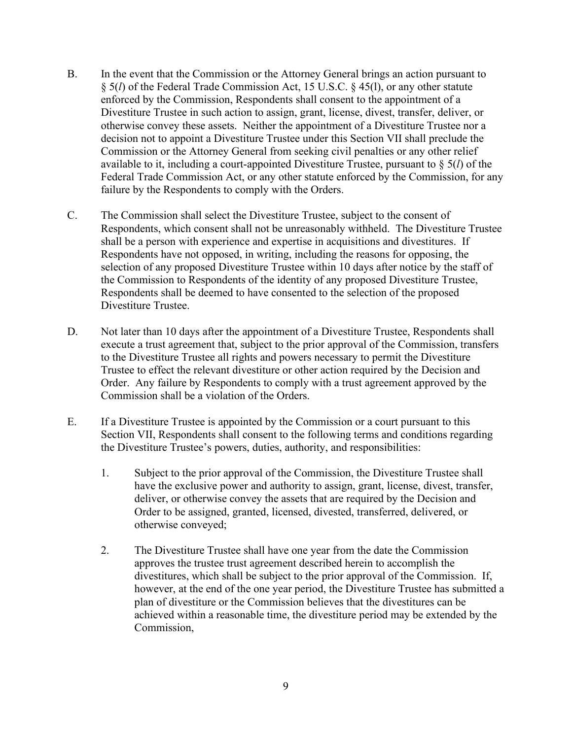B. In the event that the Commission or the Attorney General brings an action pursuant to § 5(*l*) of the Federal Trade Commission Act, 15 U.S.C. § 45(l), or any other statute enforced by the Commission, Respondents shall consent to the appointment of a Divestiture Trustee in such action to assign, grant, license, divest, transfer, deliver, or otherwise convey these assets. Neither the appointment of a Divestiture Trustee nor a decision not to appoint a Divestiture Trustee under this Section VII shall preclude the Commission or the Attorney General from seeking civil penalties or any other relief available to it, including a court-appointed Divestiture Trustee, pursuant to § 5(*l*) of the Federal Trade Commission Act, or any other statute enforced by the Commission, for any failure by the Respondents to comply with the Orders.

C. The Commission shall select the Divestiture Trustee, subject to the consent of Respondents, which consent shall not be unreasonably withheld. The Divestiture Trustee shall be a person with experience and expertise in acquisitions and divestitures. If Respondents have not opposed, in writing, including the reasons for opposing, the selection of any proposed Divestiture Trustee within 10 days after notice by the staff of the Commission to Respondents of the identity of any proposed Divestiture Trustee, Respondents shall be deemed to have consented to the selection of the proposed Divestiture Trustee.

D. Not later than 10 days after the appointment of a Divestiture Trustee, Respondents shall execute a trust agreement that, subject to the prior approval of the Commission, transfers to the Divestiture Trustee all rights and powers necessary to permit the Divestiture Trustee to effect the relevant divestiture or other action required by the Decision and Order. Any failure by Respondents to comply with a trust agreement approved by the Commission shall be a violation of the Orders.

E. If a Divestiture Trustee is appointed by the Commission or a court pursuant to this Section VII, Respondents shall consent to the following terms and conditions regarding the Divestiture Trustee's powers, duties, authority, and responsibilities:

   1. Subject to the prior approval of the Commission, the Divestiture Trustee shall have the exclusive power and authority to assign, grant, license, divest, transfer, deliver, or otherwise convey the assets that are required by the Decision and Order to be assigned, granted, licensed, divested, transferred, delivered, or otherwise conveyed;

   2. The Divestiture Trustee shall have one year from the date the Commission approves the trustee trust agreement described herein to accomplish the divestitures, which shall be subject to the prior approval of the Commission. If, however, at the end of the one year period, the Divestiture Trustee has submitted a plan of divestiture or the Commission believes that the divestitures can be achieved within a reasonable time, the divestiture period may be extended by the Commission,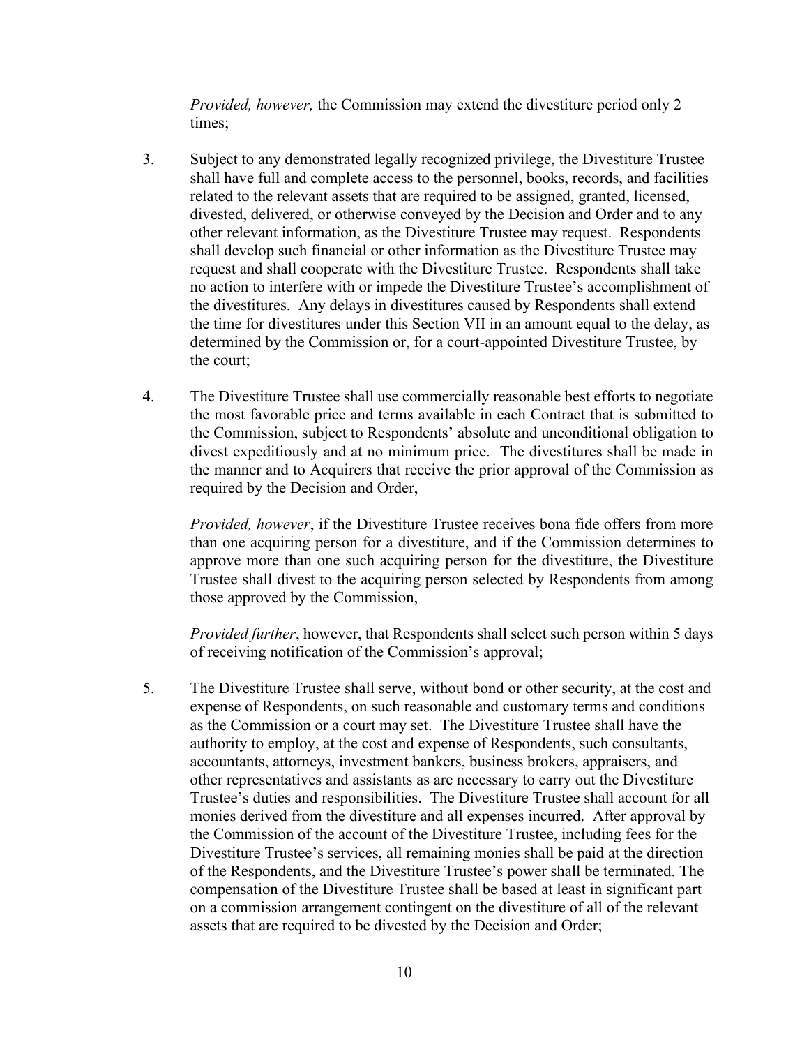*Provided, however,* the Commission may extend the divestiture period only 2 times;

3. Subject to any demonstrated legally recognized privilege, the Divestiture Trustee shall have full and complete access to the personnel, books, records, and facilities related to the relevant assets that are required to be assigned, granted, licensed, divested, delivered, or otherwise conveyed by the Decision and Order and to any other relevant information, as the Divestiture Trustee may request. Respondents shall develop such financial or other information as the Divestiture Trustee may request and shall cooperate with the Divestiture Trustee. Respondents shall take no action to interfere with or impede the Divestiture Trustee's accomplishment of the divestitures. Any delays in divestitures caused by Respondents shall extend the time for divestitures under this Section VII in an amount equal to the delay, as determined by the Commission or, for a court-appointed Divestiture Trustee, by the court;

4. The Divestiture Trustee shall use commercially reasonable best efforts to negotiate the most favorable price and terms available in each Contract that is submitted to the Commission, subject to Respondents' absolute and unconditional obligation to divest expeditiously and at no minimum price. The divestitures shall be made in the manner and to Acquirers that receive the prior approval of the Commission as required by the Decision and Order,

   *Provided, however*, if the Divestiture Trustee receives bona fide offers from more than one acquiring person for a divestiture, and if the Commission determines to approve more than one such acquiring person for the divestiture, the Divestiture Trustee shall divest to the acquiring person selected by Respondents from among those approved by the Commission,

   *Provided further*, however, that Respondents shall select such person within 5 days of receiving notification of the Commission's approval;

5. The Divestiture Trustee shall serve, without bond or other security, at the cost and expense of Respondents, on such reasonable and customary terms and conditions as the Commission or a court may set. The Divestiture Trustee shall have the authority to employ, at the cost and expense of Respondents, such consultants, accountants, attorneys, investment bankers, business brokers, appraisers, and other representatives and assistants as are necessary to carry out the Divestiture Trustee's duties and responsibilities. The Divestiture Trustee shall account for all monies derived from the divestiture and all expenses incurred. After approval by the Commission of the account of the Divestiture Trustee, including fees for the Divestiture Trustee's services, all remaining monies shall be paid at the direction of the Respondents, and the Divestiture Trustee's power shall be terminated. The compensation of the Divestiture Trustee shall be based at least in significant part on a commission arrangement contingent on the divestiture of all of the relevant assets that are required to be divested by the Decision and Order;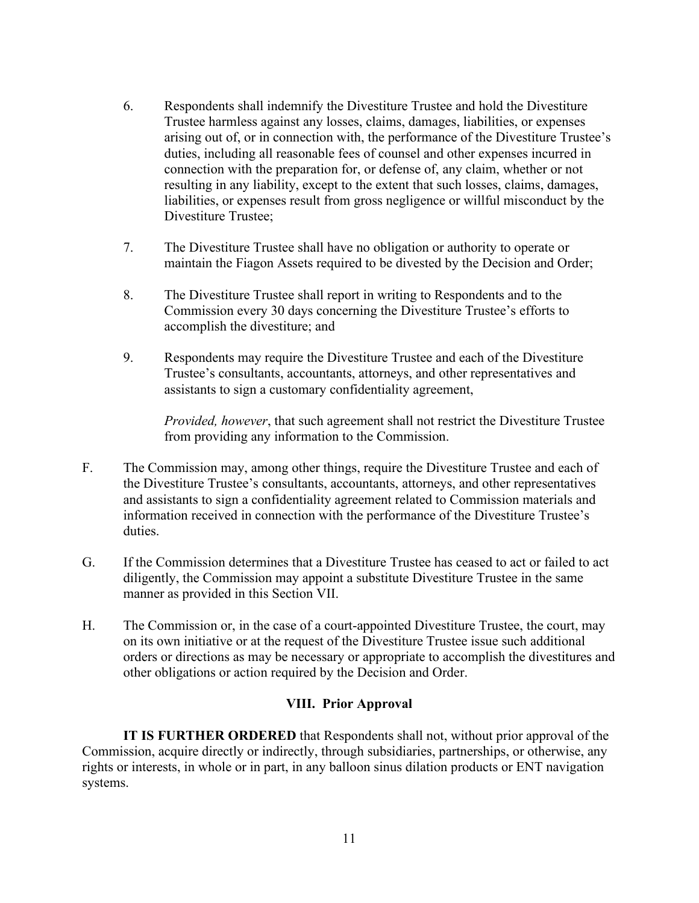6. Respondents shall indemnify the Divestiture Trustee and hold the Divestiture Trustee harmless against any losses, claims, damages, liabilities, or expenses arising out of, or in connection with, the performance of the Divestiture Trustee's duties, including all reasonable fees of counsel and other expenses incurred in connection with the preparation for, or defense of, any claim, whether or not resulting in any liability, except to the extent that such losses, claims, damages, liabilities, or expenses result from gross negligence or willful misconduct by the Divestiture Trustee;

7. The Divestiture Trustee shall have no obligation or authority to operate or maintain the Fiagon Assets required to be divested by the Decision and Order;

8. The Divestiture Trustee shall report in writing to Respondents and to the Commission every 30 days concerning the Divestiture Trustee's efforts to accomplish the divestiture; and

9. Respondents may require the Divestiture Trustee and each of the Divestiture Trustee's consultants, accountants, attorneys, and other representatives and assistants to sign a customary confidentiality agreement,

   *Provided, however*, that such agreement shall not restrict the Divestiture Trustee from providing any information to the Commission.

F. The Commission may, among other things, require the Divestiture Trustee and each of the Divestiture Trustee's consultants, accountants, attorneys, and other representatives and assistants to sign a confidentiality agreement related to Commission materials and information received in connection with the performance of the Divestiture Trustee's duties.

G. If the Commission determines that a Divestiture Trustee has ceased to act or failed to act diligently, the Commission may appoint a substitute Divestiture Trustee in the same manner as provided in this Section VII.

H. The Commission or, in the case of a court-appointed Divestiture Trustee, the court, may on its own initiative or at the request of the Divestiture Trustee issue such additional orders or directions as may be necessary or appropriate to accomplish the divestitures and other obligations or action required by the Decision and Order.

## VIII. Prior Approval

**IT IS FURTHER ORDERED** that Respondents shall not, without prior approval of the Commission, acquire directly or indirectly, through subsidiaries, partnerships, or otherwise, any rights or interests, in whole or in part, in any balloon sinus dilation products or ENT navigation systems.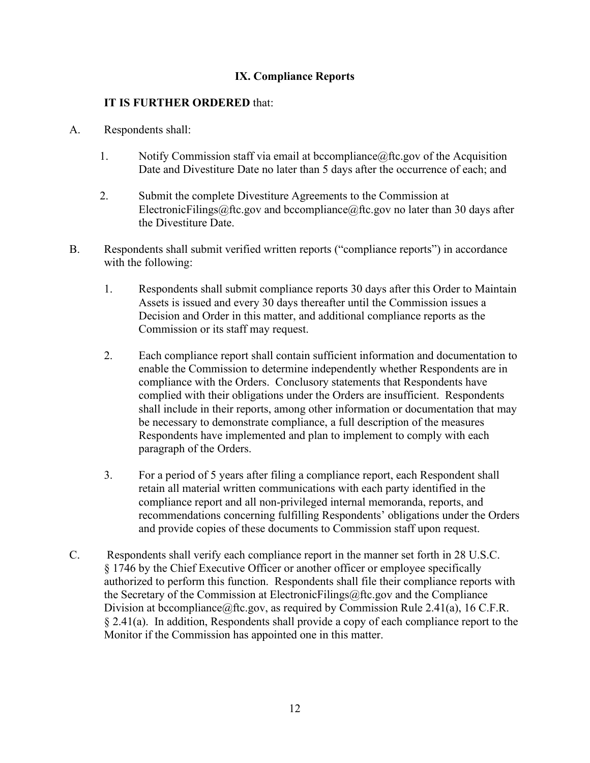## IX. Compliance Reports

**IT IS FURTHER ORDERED** that:

A. Respondents shall:

   1. Notify Commission staff via email at bccompliance@ftc.gov of the Acquisition Date and Divestiture Date no later than 5 days after the occurrence of each; and

   2. Submit the complete Divestiture Agreements to the Commission at ElectronicFilings@ftc.gov and bccompliance@ftc.gov no later than 30 days after the Divestiture Date.

B. Respondents shall submit verified written reports ("compliance reports") in accordance with the following:

   1. Respondents shall submit compliance reports 30 days after this Order to Maintain Assets is issued and every 30 days thereafter until the Commission issues a Decision and Order in this matter, and additional compliance reports as the Commission or its staff may request.

   2. Each compliance report shall contain sufficient information and documentation to enable the Commission to determine independently whether Respondents are in compliance with the Orders. Conclusory statements that Respondents have complied with their obligations under the Orders are insufficient. Respondents shall include in their reports, among other information or documentation that may be necessary to demonstrate compliance, a full description of the measures Respondents have implemented and plan to implement to comply with each paragraph of the Orders.

   3. For a period of 5 years after filing a compliance report, each Respondent shall retain all material written communications with each party identified in the compliance report and all non-privileged internal memoranda, reports, and recommendations concerning fulfilling Respondents' obligations under the Orders and provide copies of these documents to Commission staff upon request.

C. Respondents shall verify each compliance report in the manner set forth in 28 U.S.C. § 1746 by the Chief Executive Officer or another officer or employee specifically authorized to perform this function. Respondents shall file their compliance reports with the Secretary of the Commission at ElectronicFilings@ftc.gov and the Compliance Division at bccompliance@ftc.gov, as required by Commission Rule 2.41(a), 16 C.F.R. § 2.41(a). In addition, Respondents shall provide a copy of each compliance report to the Monitor if the Commission has appointed one in this matter.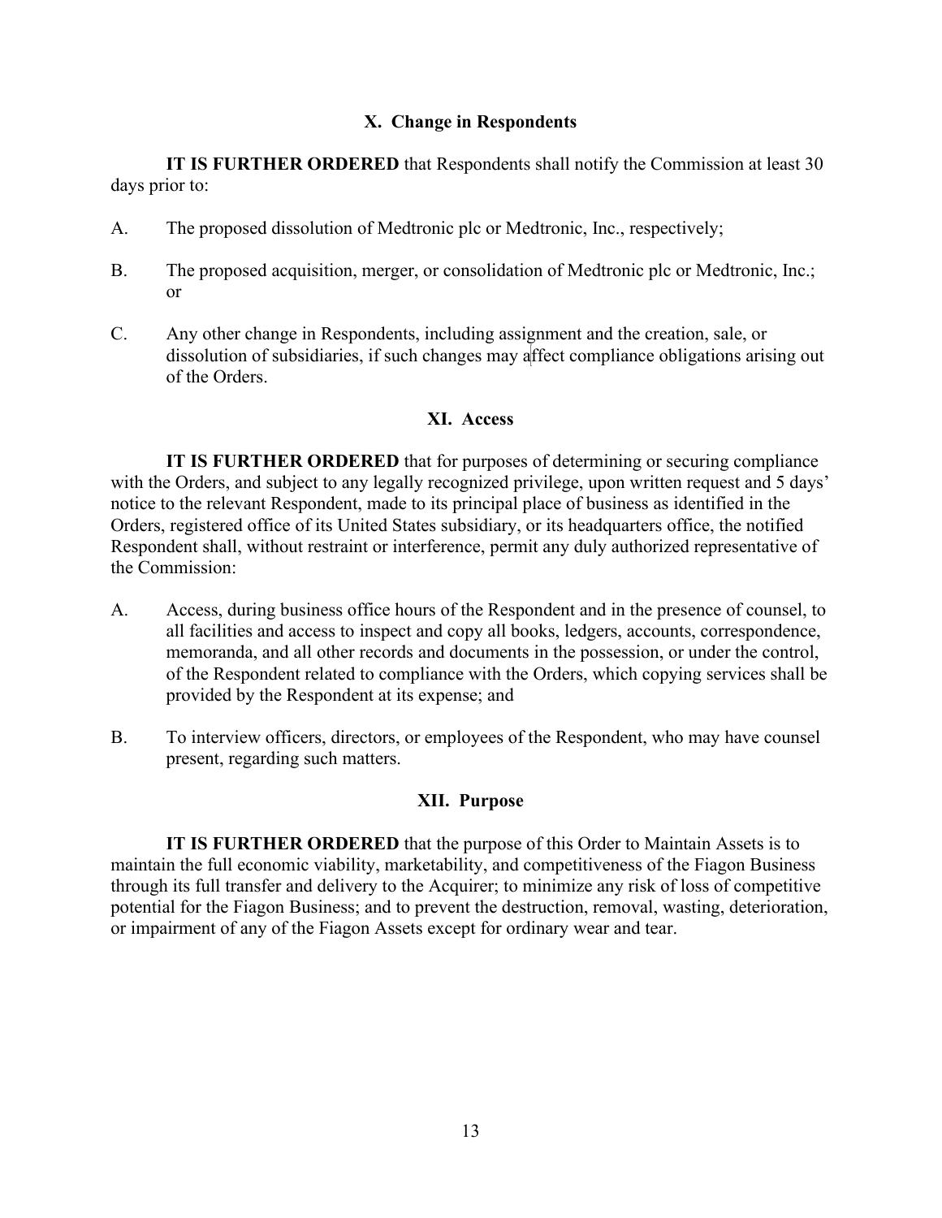## X. Change in Respondents

**IT IS FURTHER ORDERED** that Respondents shall notify the Commission at least 30 days prior to:

A. The proposed dissolution of Medtronic plc or Medtronic, Inc., respectively;

B. The proposed acquisition, merger, or consolidation of Medtronic plc or Medtronic, Inc.; or

C. Any other change in Respondents, including assignment and the creation, sale, or dissolution of subsidiaries, if such changes may affect compliance obligations arising out of the Orders.

## XI. Access

**IT IS FURTHER ORDERED** that for purposes of determining or securing compliance with the Orders, and subject to any legally recognized privilege, upon written request and 5 days' notice to the relevant Respondent, made to its principal place of business as identified in the Orders, registered office of its United States subsidiary, or its headquarters office, the notified Respondent shall, without restraint or interference, permit any duly authorized representative of the Commission:

A. Access, during business office hours of the Respondent and in the presence of counsel, to all facilities and access to inspect and copy all books, ledgers, accounts, correspondence, memoranda, and all other records and documents in the possession, or under the control, of the Respondent related to compliance with the Orders, which copying services shall be provided by the Respondent at its expense; and

B. To interview officers, directors, or employees of the Respondent, who may have counsel present, regarding such matters.

## XII. Purpose

**IT IS FURTHER ORDERED** that the purpose of this Order to Maintain Assets is to maintain the full economic viability, marketability, and competitiveness of the Fiagon Business through its full transfer and delivery to the Acquirer; to minimize any risk of loss of competitive potential for the Fiagon Business; and to prevent the destruction, removal, wasting, deterioration, or impairment of any of the Fiagon Assets except for ordinary wear and tear.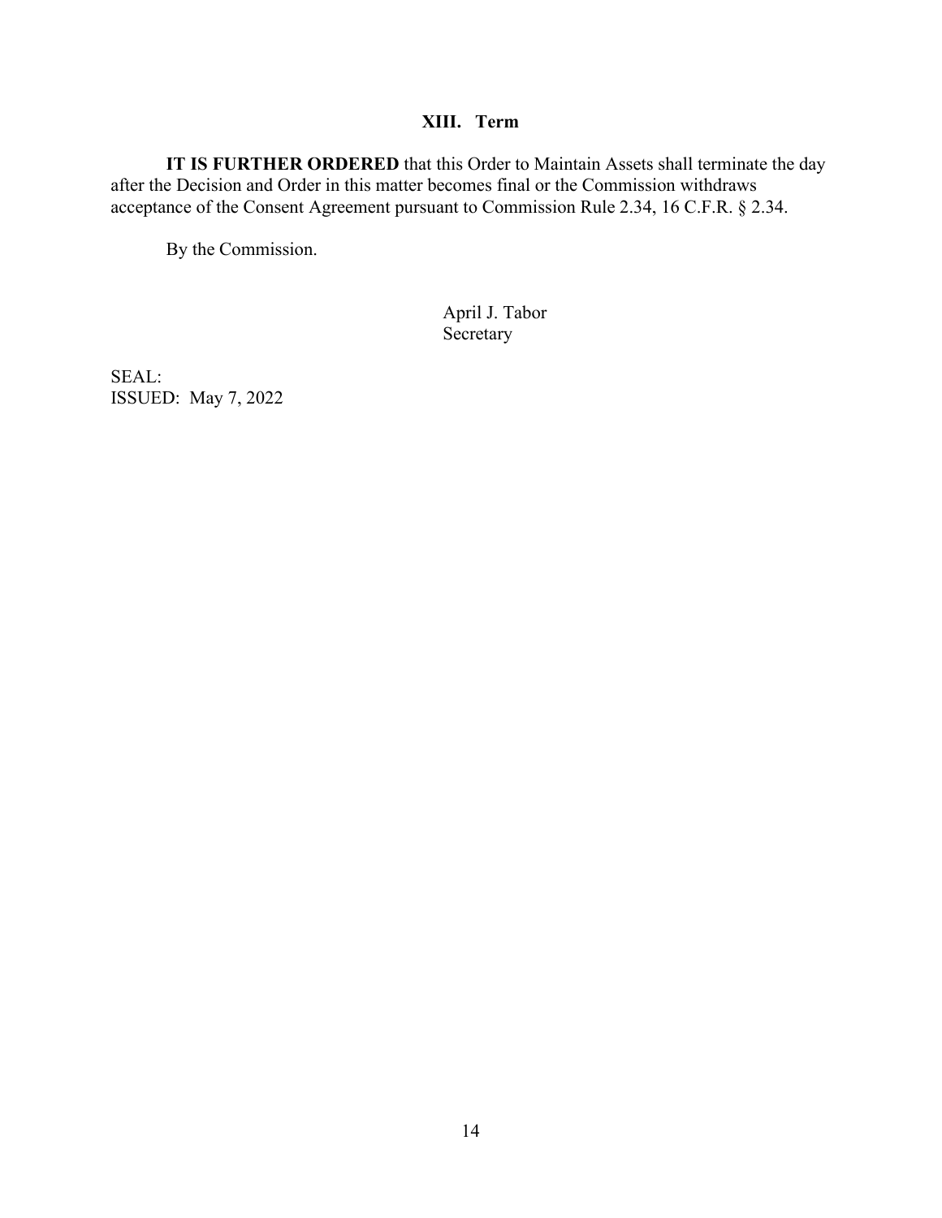## XIII. Term

**IT IS FURTHER ORDERED** that this Order to Maintain Assets shall terminate the day after the Decision and Order in this matter becomes final or the Commission withdraws acceptance of the Consent Agreement pursuant to Commission Rule 2.34, 16 C.F.R. § 2.34.

By the Commission.

April J. Tabor
Secretary

SEAL:
ISSUED: May 7, 2022